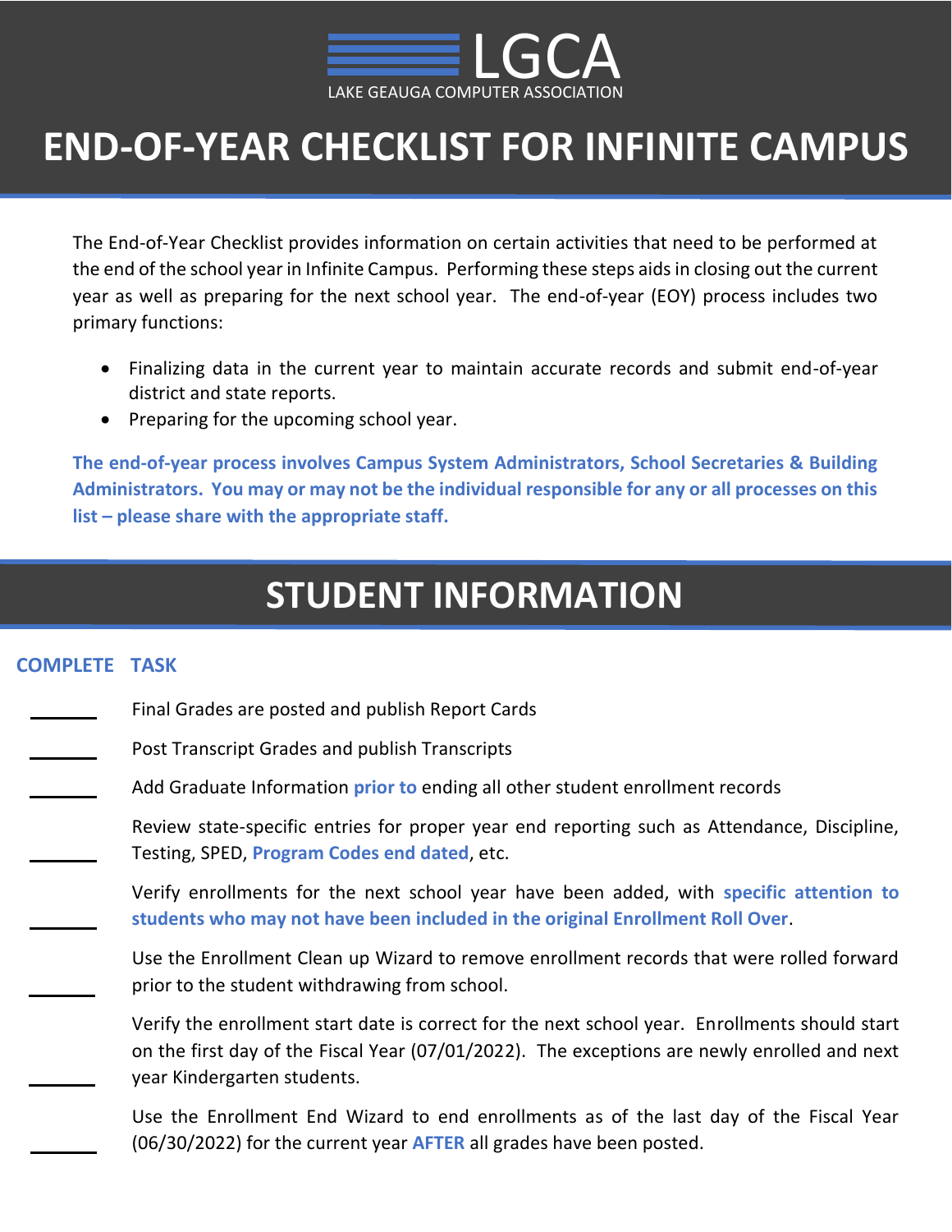LGCA

LAKE GEAUGA COMPUTER ASSOCIATION

# END-OF-YEAR CHECKLIST FOR INFINITE CAMPUS

The End-of-Year Checklist provides information on certain activities that need to be performed at the end of the school year in Infinite Campus. Performing these steps aids in closing out the current year as well as preparing for the next school year. The end-of-year (EOY) process includes two primary functions:

- Finalizing data in the current year to maintain accurate records and submit end-of-year district and state reports.
- Preparing for the upcoming school year.

**The end-of-year process involves Campus System Administrators, School Secretaries & Building Administrators. You may or may not be the individual responsible for any or all processes on this list – please share with the appropriate staff.**

## STUDENT INFORMATION

| COMPLETE | TASK |
|---|---|
| ______ | Final Grades are posted and publish Report Cards |
| ______ | Post Transcript Grades and publish Transcripts |
| ______ | Add Graduate Information **prior to** ending all other student enrollment records |
| ______ | Review state-specific entries for proper year end reporting such as Attendance, Discipline, Testing, SPED, **Program Codes end dated**, etc. |
| ______ | Verify enrollments for the next school year have been added, with **specific attention to students who may not have been included in the original Enrollment Roll Over**. |
| ______ | Use the Enrollment Clean up Wizard to remove enrollment records that were rolled forward prior to the student withdrawing from school. |
| ______ | Verify the enrollment start date is correct for the next school year. Enrollments should start on the first day of the Fiscal Year (07/01/2022). The exceptions are newly enrolled and next year Kindergarten students. |
| ______ | Use the Enrollment End Wizard to end enrollments as of the last day of the Fiscal Year (06/30/2022) for the current year **AFTER** all grades have been posted. |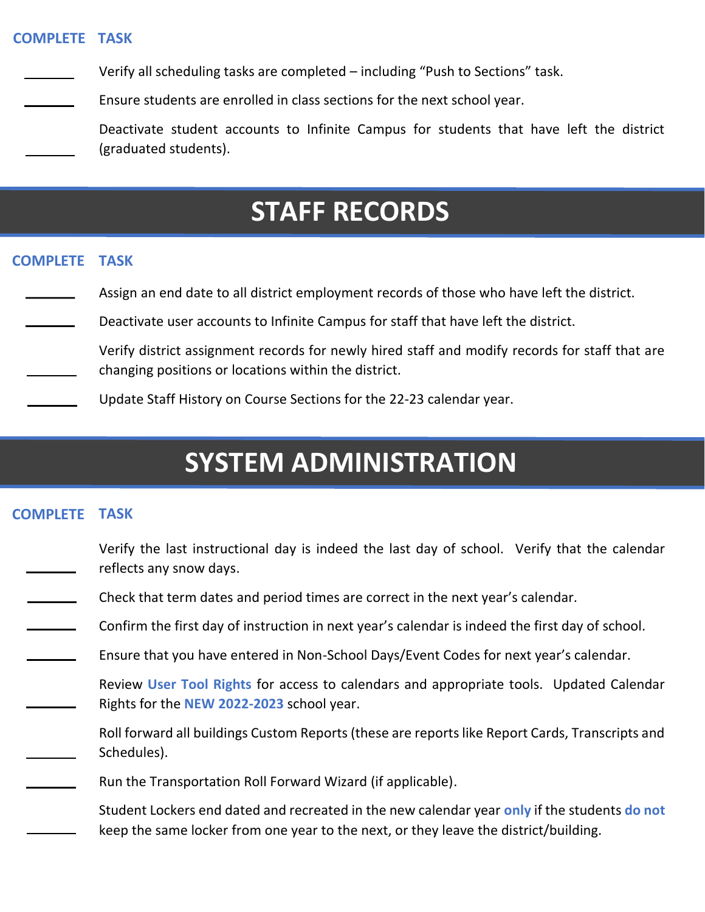| COMPLETE | TASK |
| --- | --- |
| ______ | Verify all scheduling tasks are completed – including “Push to Sections” task. |
| ______ | Ensure students are enrolled in class sections for the next school year. |
| ______ | Deactivate student accounts to Infinite Campus for students that have left the district (graduated students). |

# STAFF RECORDS

| COMPLETE | TASK |
| --- | --- |
| ______ | Assign an end date to all district employment records of those who have left the district. |
| ______ | Deactivate user accounts to Infinite Campus for staff that have left the district. |
| ______ | Verify district assignment records for newly hired staff and modify records for staff that are changing positions or locations within the district. |
| ______ | Update Staff History on Course Sections for the 22-23 calendar year. |

# SYSTEM ADMINISTRATION

| COMPLETE | TASK |
| --- | --- |
| ______ | Verify the last instructional day is indeed the last day of school. Verify that the calendar reflects any snow days. |
| ______ | Check that term dates and period times are correct in the next year’s calendar. |
| ______ | Confirm the first day of instruction in next year’s calendar is indeed the first day of school. |
| ______ | Ensure that you have entered in Non-School Days/Event Codes for next year’s calendar. |
| ______ | Review **User Tool Rights** for access to calendars and appropriate tools. Updated Calendar Rights for the **NEW 2022-2023** school year. |
| ______ | Roll forward all buildings Custom Reports (these are reports like Report Cards, Transcripts and Schedules). |
| ______ | Run the Transportation Roll Forward Wizard (if applicable). |
| ______ | Student Lockers end dated and recreated in the new calendar year **only** if the students **do not** keep the same locker from one year to the next, or they leave the district/building. |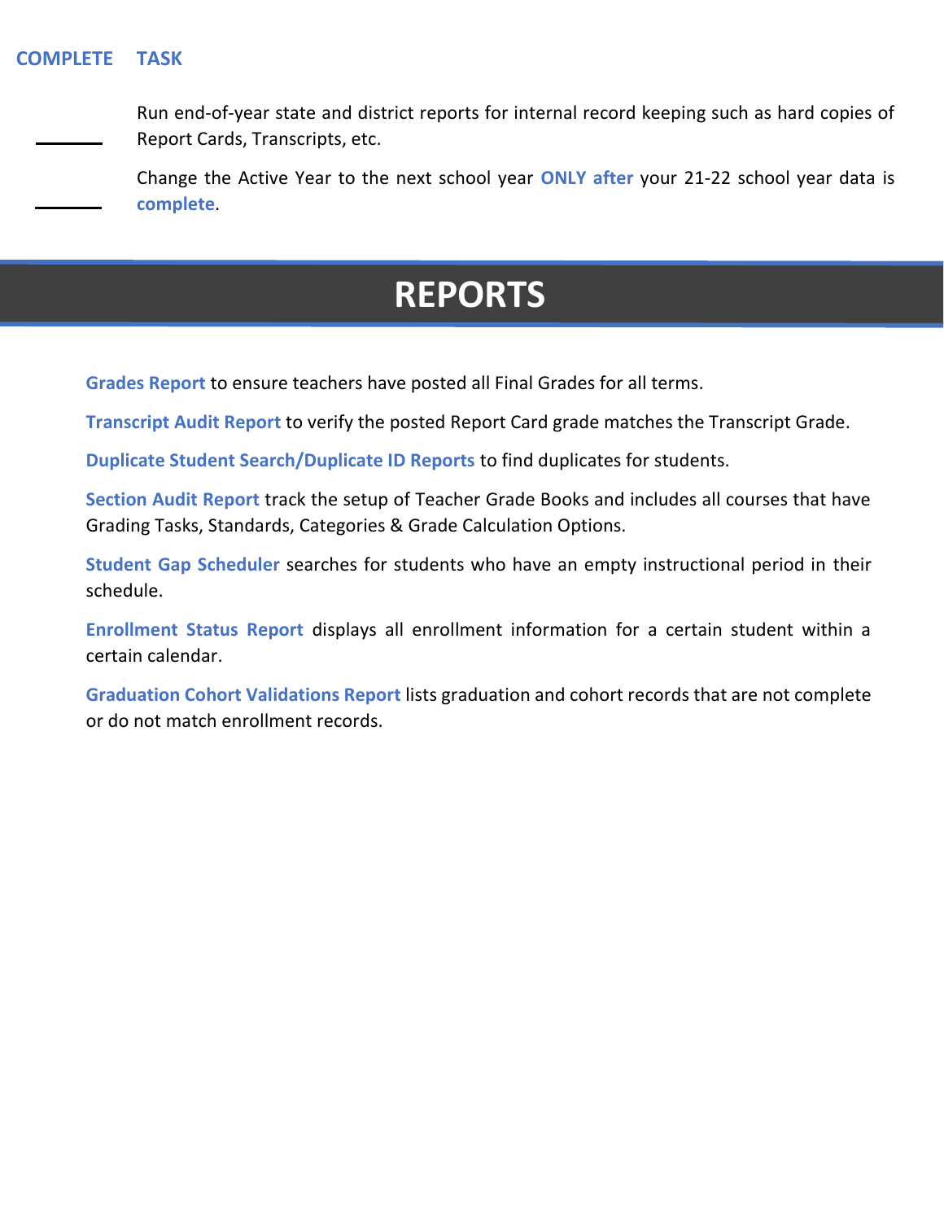| COMPLETE | TASK |
| --- | --- |
| ______ | Run end-of-year state and district reports for internal record keeping such as hard copies of Report Cards, Transcripts, etc. |
| ______ | Change the Active Year to the next school year **ONLY after** your 21-22 school year data is **complete**. |

# REPORTS

**Grades Report** to ensure teachers have posted all Final Grades for all terms.

**Transcript Audit Report** to verify the posted Report Card grade matches the Transcript Grade.

**Duplicate Student Search/Duplicate ID Reports** to find duplicates for students.

**Section Audit Report** track the setup of Teacher Grade Books and includes all courses that have Grading Tasks, Standards, Categories & Grade Calculation Options.

**Student Gap Scheduler** searches for students who have an empty instructional period in their schedule.

**Enrollment Status Report** displays all enrollment information for a certain student within a certain calendar.

**Graduation Cohort Validations Report** lists graduation and cohort records that are not complete or do not match enrollment records.